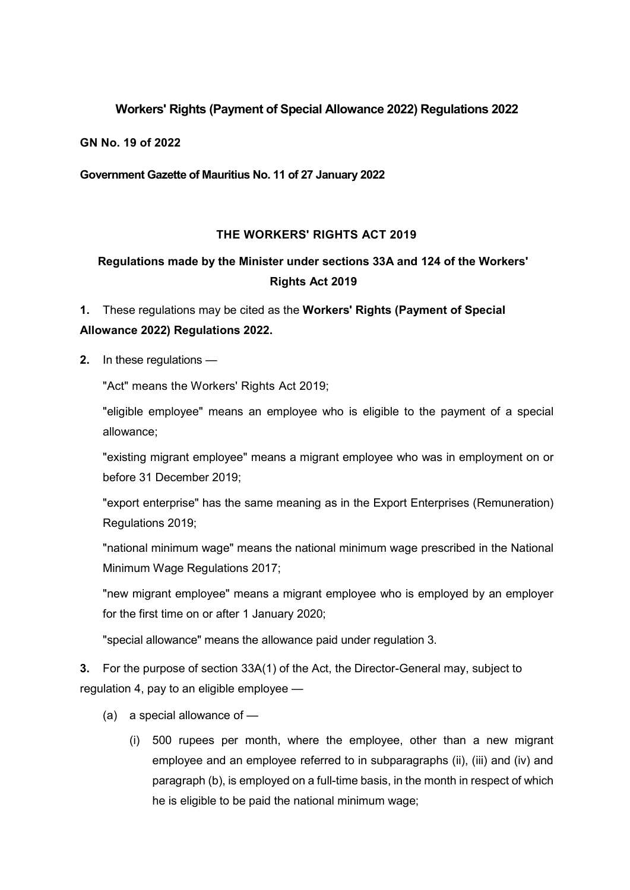# Workers' Rights (Payment of Special Allowance 2022) Regulations 2022

**GN No. 19 of 2022**

**Government Gazette of Mauritius No. 11 of 27 January 2022**

## THE WORKERS' RIGHTS ACT 2019

### Regulations made by the Minister under sections 33A and 124 of the Workers' Rights Act 2019

**1.** These regulations may be cited as the **Workers' Rights (Payment of Special Allowance 2022) Regulations 2022.**

**2.** In these regulations —

"Act" means the Workers' Rights Act 2019;

"eligible employee" means an employee who is eligible to the payment of a special allowance;

"existing migrant employee" means a migrant employee who was in employment on or before 31 December 2019;

"export enterprise" has the same meaning as in the Export Enterprises (Remuneration) Regulations 2019;

"national minimum wage" means the national minimum wage prescribed in the National Minimum Wage Regulations 2017;

"new migrant employee" means a migrant employee who is employed by an employer for the first time on or after 1 January 2020;

"special allowance" means the allowance paid under regulation 3.

**3.** For the purpose of section 33A(1) of the Act, the Director-General may, subject to regulation 4, pay to an eligible employee —

(a) a special allowance of —

(i) 500 rupees per month, where the employee, other than a new migrant employee and an employee referred to in subparagraphs (ii), (iii) and (iv) and paragraph (b), is employed on a full-time basis, in the month in respect of which he is eligible to be paid the national minimum wage;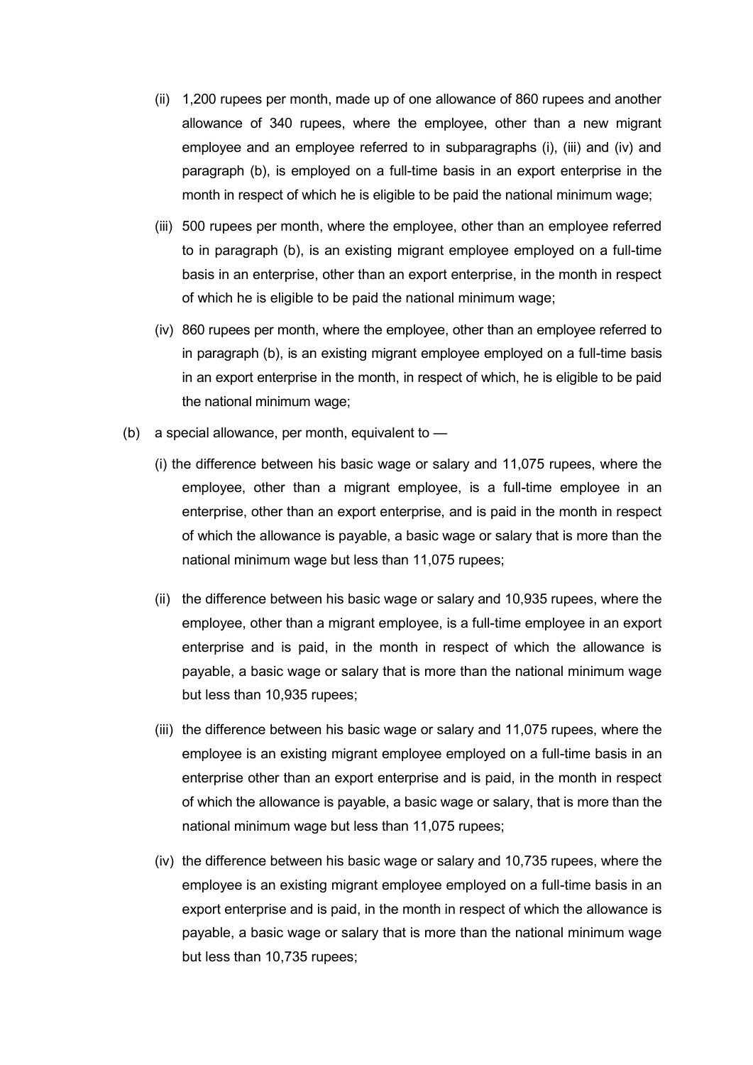(ii) 1,200 rupees per month, made up of one allowance of 860 rupees and another allowance of 340 rupees, where the employee, other than a new migrant employee and an employee referred to in subparagraphs (i), (iii) and (iv) and paragraph (b), is employed on a full-time basis in an export enterprise in the month in respect of which he is eligible to be paid the national minimum wage;

(iii) 500 rupees per month, where the employee, other than an employee referred to in paragraph (b), is an existing migrant employee employed on a full-time basis in an enterprise, other than an export enterprise, in the month in respect of which he is eligible to be paid the national minimum wage;

(iv) 860 rupees per month, where the employee, other than an employee referred to in paragraph (b), is an existing migrant employee employed on a full-time basis in an export enterprise in the month, in respect of which, he is eligible to be paid the national minimum wage;

(b) a special allowance, per month, equivalent to —

(i) the difference between his basic wage or salary and 11,075 rupees, where the employee, other than a migrant employee, is a full-time employee in an enterprise, other than an export enterprise, and is paid in the month in respect of which the allowance is payable, a basic wage or salary that is more than the national minimum wage but less than 11,075 rupees;

(ii) the difference between his basic wage or salary and 10,935 rupees, where the employee, other than a migrant employee, is a full-time employee in an export enterprise and is paid, in the month in respect of which the allowance is payable, a basic wage or salary that is more than the national minimum wage but less than 10,935 rupees;

(iii) the difference between his basic wage or salary and 11,075 rupees, where the employee is an existing migrant employee employed on a full-time basis in an enterprise other than an export enterprise and is paid, in the month in respect of which the allowance is payable, a basic wage or salary, that is more than the national minimum wage but less than 11,075 rupees;

(iv) the difference between his basic wage or salary and 10,735 rupees, where the employee is an existing migrant employee employed on a full-time basis in an export enterprise and is paid, in the month in respect of which the allowance is payable, a basic wage or salary that is more than the national minimum wage but less than 10,735 rupees;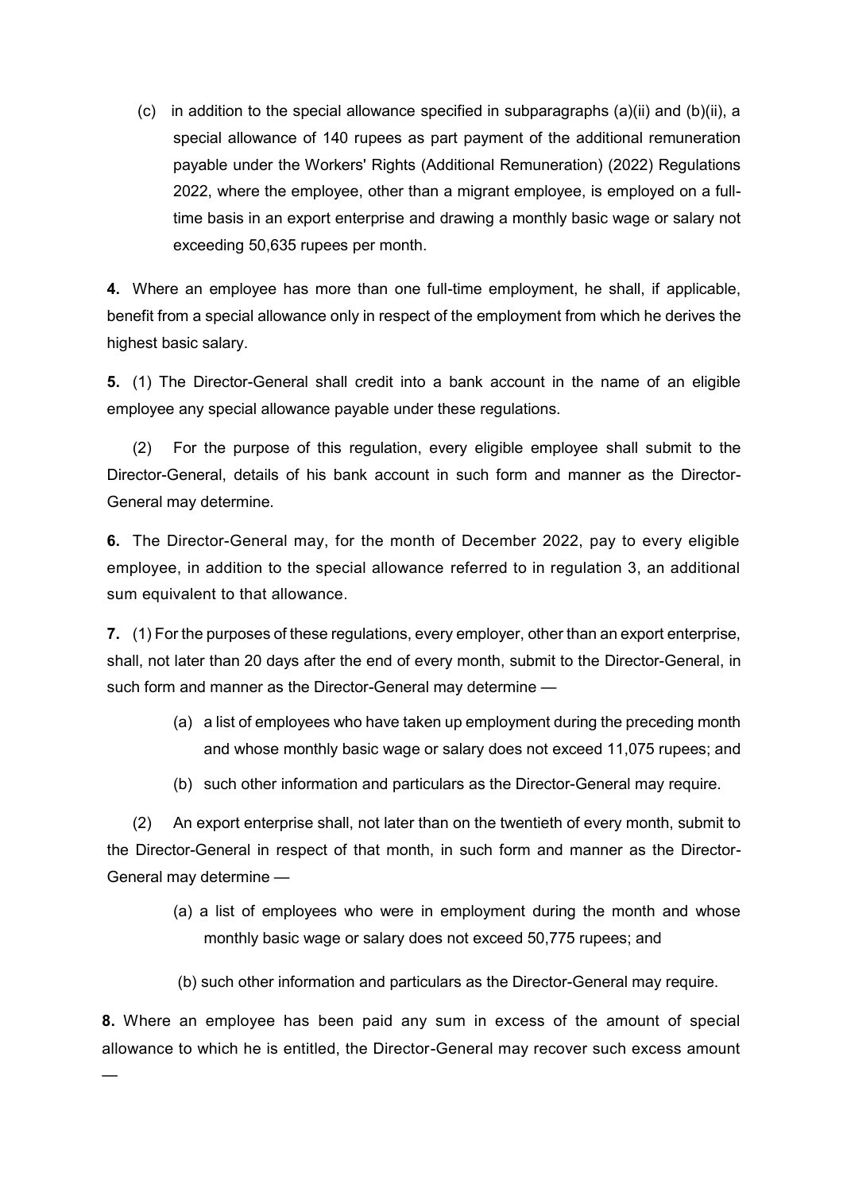(c) in addition to the special allowance specified in subparagraphs (a)(ii) and (b)(ii), a special allowance of 140 rupees as part payment of the additional remuneration payable under the Workers' Rights (Additional Remuneration) (2022) Regulations 2022, where the employee, other than a migrant employee, is employed on a full-time basis in an export enterprise and drawing a monthly basic wage or salary not exceeding 50,635 rupees per month.

**4.** Where an employee has more than one full-time employment, he shall, if applicable, benefit from a special allowance only in respect of the employment from which he derives the highest basic salary.

**5.** (1) The Director-General shall credit into a bank account in the name of an eligible employee any special allowance payable under these regulations.

(2) For the purpose of this regulation, every eligible employee shall submit to the Director-General, details of his bank account in such form and manner as the Director-General may determine.

**6.** The Director-General may, for the month of December 2022, pay to every eligible employee, in addition to the special allowance referred to in regulation 3, an additional sum equivalent to that allowance.

**7.** (1) For the purposes of these regulations, every employer, other than an export enterprise, shall, not later than 20 days after the end of every month, submit to the Director-General, in such form and manner as the Director-General may determine —

(a) a list of employees who have taken up employment during the preceding month and whose monthly basic wage or salary does not exceed 11,075 rupees; and

(b) such other information and particulars as the Director-General may require.

(2) An export enterprise shall, not later than on the twentieth of every month, submit to the Director-General in respect of that month, in such form and manner as the Director-General may determine —

(a) a list of employees who were in employment during the month and whose monthly basic wage or salary does not exceed 50,775 rupees; and

(b) such other information and particulars as the Director-General may require.

**8.** Where an employee has been paid any sum in excess of the amount of special allowance to which he is entitled, the Director-General may recover such excess amount —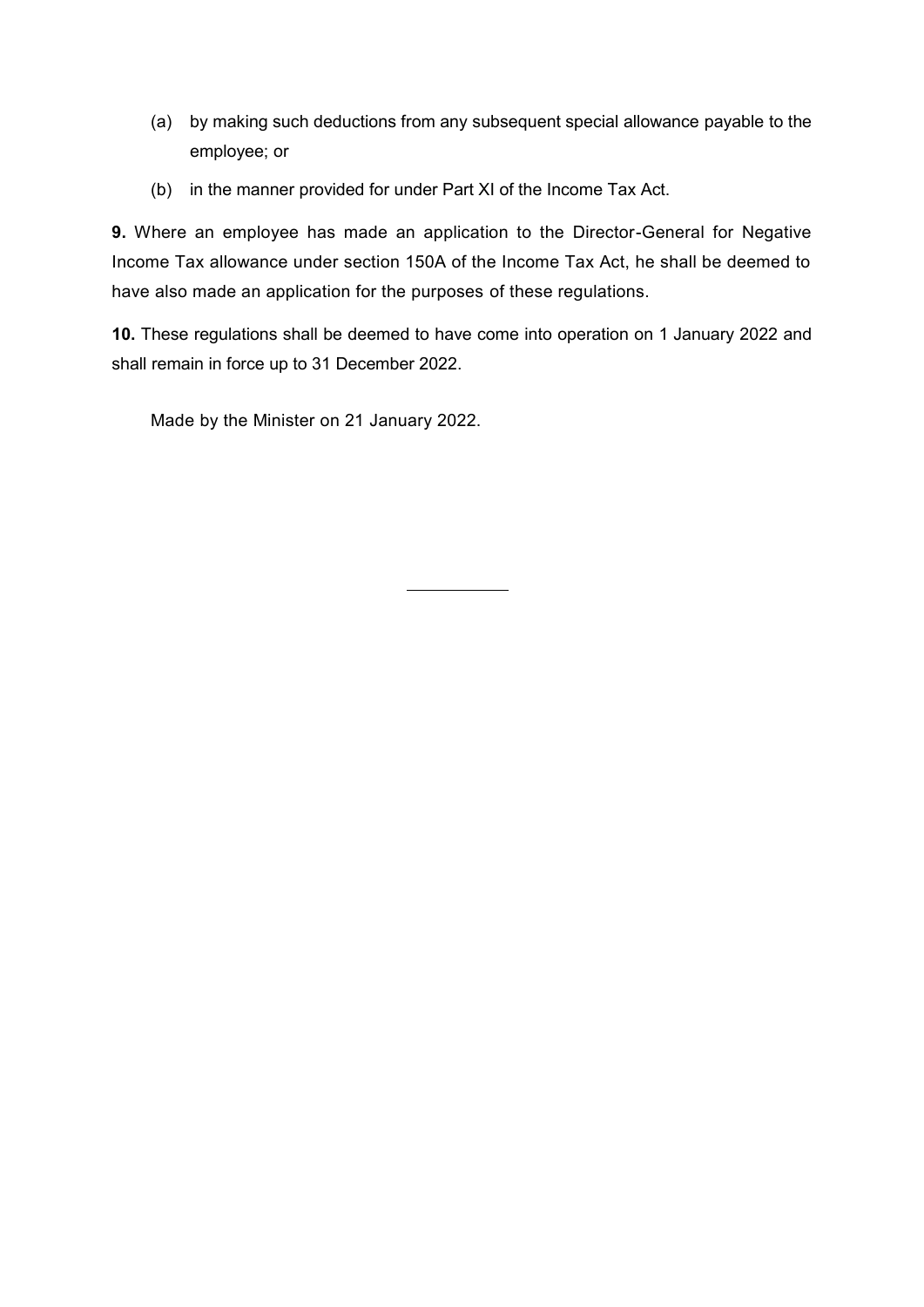(a) by making such deductions from any subsequent special allowance payable to the employee; or

(b) in the manner provided for under Part XI of the Income Tax Act.

**9.** Where an employee has made an application to the Director-General for Negative Income Tax allowance under section 150A of the Income Tax Act, he shall be deemed to have also made an application for the purposes of these regulations.

**10.** These regulations shall be deemed to have come into operation on 1 January 2022 and shall remain in force up to 31 December 2022.

Made by the Minister on 21 January 2022.

---